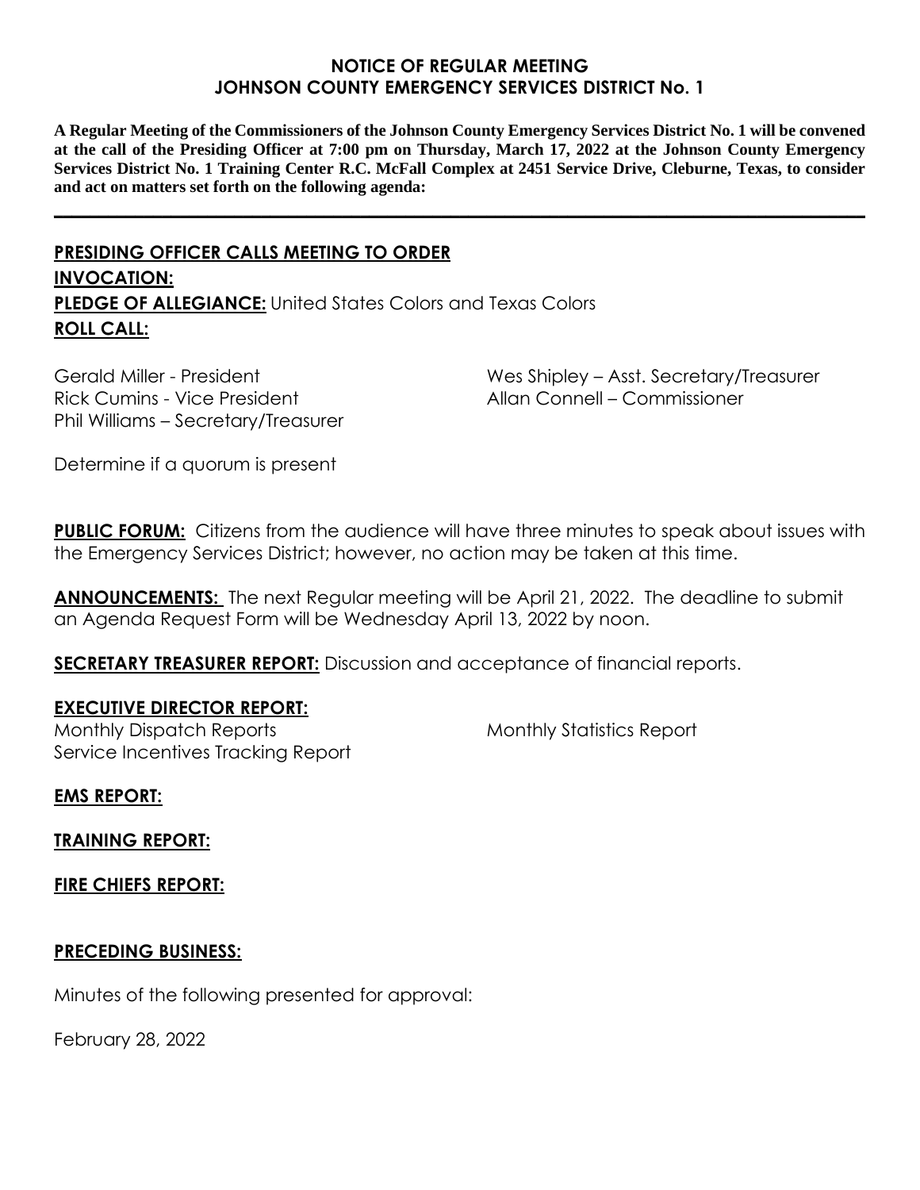# NOTICE OF REGULAR MEETING
# JOHNSON COUNTY EMERGENCY SERVICES DISTRICT No. 1

**A Regular Meeting of the Commissioners of the Johnson County Emergency Services District No. 1 will be convened at the call of the Presiding Officer at 7:00 pm on Thursday, March 17, 2022 at the Johnson County Emergency Services District No. 1 Training Center R.C. McFall Complex at 2451 Service Drive, Cleburne, Texas, to consider and act on matters set forth on the following agenda:**

---

**PRESIDING OFFICER CALLS MEETING TO ORDER**

**INVOCATION:**

**PLEDGE OF ALLEGIANCE:** United States Colors and Texas Colors

**ROLL CALL:**

Gerald Miller - President
Rick Cumins - Vice President
Phil Williams – Secretary/Treasurer
Wes Shipley – Asst. Secretary/Treasurer
Allan Connell – Commissioner

Determine if a quorum is present

**PUBLIC FORUM:** Citizens from the audience will have three minutes to speak about issues with the Emergency Services District; however, no action may be taken at this time.

**ANNOUNCEMENTS:** The next Regular meeting will be April 21, 2022. The deadline to submit an Agenda Request Form will be Wednesday April 13, 2022 by noon.

**SECRETARY TREASURER REPORT:** Discussion and acceptance of financial reports.

**EXECUTIVE DIRECTOR REPORT:**

Monthly Dispatch Reports
Service Incentives Tracking Report
Monthly Statistics Report

**EMS REPORT:**

**TRAINING REPORT:**

**FIRE CHIEFS REPORT:**

**PRECEDING BUSINESS:**

Minutes of the following presented for approval:

February 28, 2022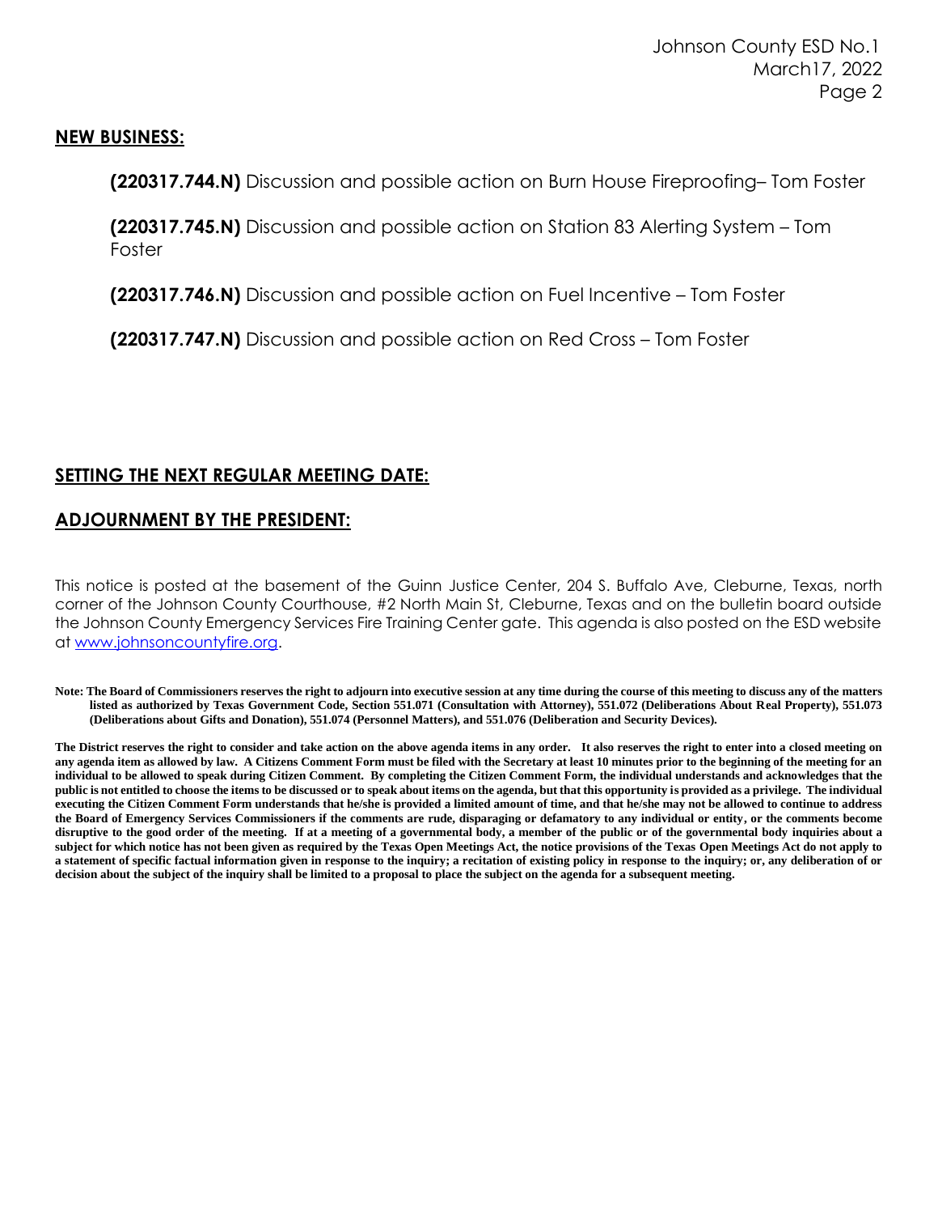## NEW BUSINESS:

**(220317.744.N)** Discussion and possible action on Burn House Fireproofing– Tom Foster

**(220317.745.N)** Discussion and possible action on Station 83 Alerting System – Tom Foster

**(220317.746.N)** Discussion and possible action on Fuel Incentive – Tom Foster

**(220317.747.N)** Discussion and possible action on Red Cross – Tom Foster

## SETTING THE NEXT REGULAR MEETING DATE:

## ADJOURNMENT BY THE PRESIDENT:

This notice is posted at the basement of the Guinn Justice Center, 204 S. Buffalo Ave, Cleburne, Texas, north corner of the Johnson County Courthouse, #2 North Main St, Cleburne, Texas and on the bulletin board outside the Johnson County Emergency Services Fire Training Center gate. This agenda is also posted on the ESD website at [www.johnsoncountyfire.org](http://www.johnsoncountyfire.org).

**Note: The Board of Commissioners reserves the right to adjourn into executive session at any time during the course of this meeting to discuss any of the matters listed as authorized by Texas Government Code, Section 551.071 (Consultation with Attorney), 551.072 (Deliberations About Real Property), 551.073 (Deliberations about Gifts and Donation), 551.074 (Personnel Matters), and 551.076 (Deliberation and Security Devices).**

**The District reserves the right to consider and take action on the above agenda items in any order. It also reserves the right to enter into a closed meeting on any agenda item as allowed by law. A Citizens Comment Form must be filed with the Secretary at least 10 minutes prior to the beginning of the meeting for an individual to be allowed to speak during Citizen Comment. By completing the Citizen Comment Form, the individual understands and acknowledges that the public is not entitled to choose the items to be discussed or to speak about items on the agenda, but that this opportunity is provided as a privilege. The individual executing the Citizen Comment Form understands that he/she is provided a limited amount of time, and that he/she may not be allowed to continue to address the Board of Emergency Services Commissioners if the comments are rude, disparaging or defamatory to any individual or entity, or the comments become disruptive to the good order of the meeting. If at a meeting of a governmental body, a member of the public or of the governmental body inquiries about a subject for which notice has not been given as required by the Texas Open Meetings Act, the notice provisions of the Texas Open Meetings Act do not apply to a statement of specific factual information given in response to the inquiry; a recitation of existing policy in response to the inquiry; or, any deliberation of or decision about the subject of the inquiry shall be limited to a proposal to place the subject on the agenda for a subsequent meeting.**